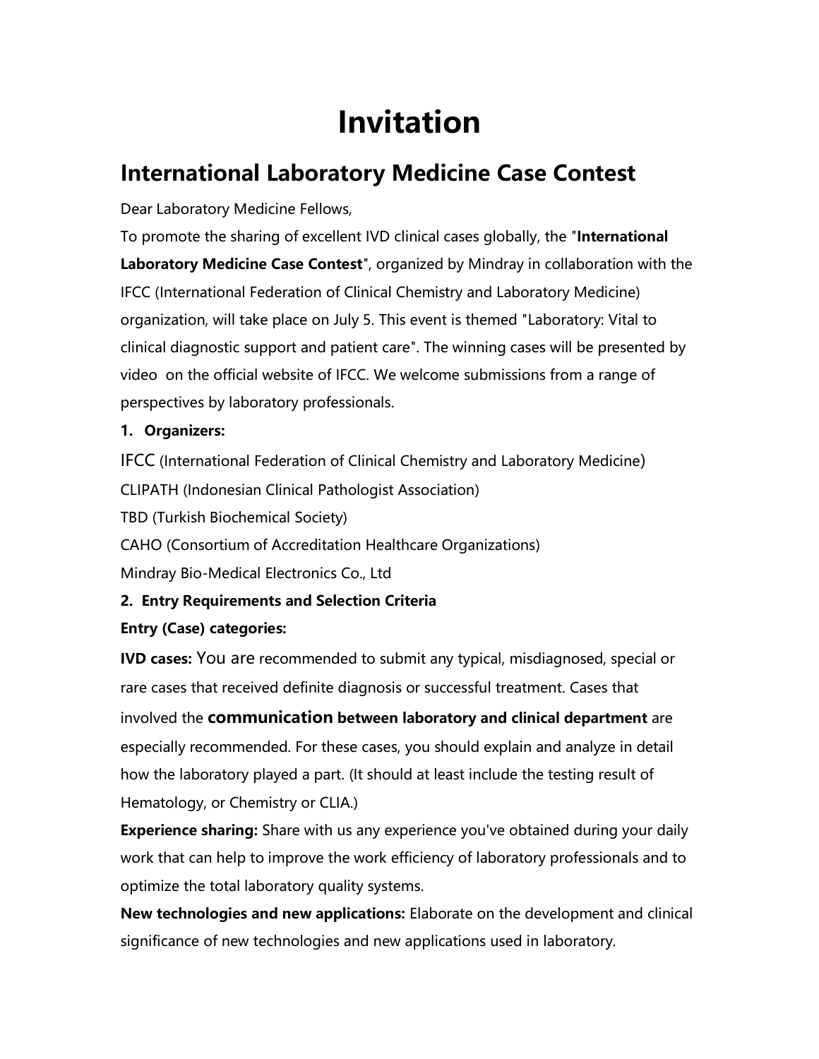# Invitation

## International Laboratory Medicine Case Contest

Dear Laboratory Medicine Fellows,

To promote the sharing of excellent IVD clinical cases globally, the "**International Laboratory Medicine Case Contest**", organized by Mindray in collaboration with the IFCC (International Federation of Clinical Chemistry and Laboratory Medicine) organization, will take place on July 5. This event is themed "Laboratory: Vital to clinical diagnostic support and patient care". The winning cases will be presented by video on the official website of IFCC. We welcome submissions from a range of perspectives by laboratory professionals.

**1. Organizers:**

IFCC (International Federation of Clinical Chemistry and Laboratory Medicine)
CLIPATH (Indonesian Clinical Pathologist Association)
TBD (Turkish Biochemical Society)
CAHO (Consortium of Accreditation Healthcare Organizations)
Mindray Bio-Medical Electronics Co., Ltd

**2. Entry Requirements and Selection Criteria**

**Entry (Case) categories:**

**IVD cases:** You are recommended to submit any typical, misdiagnosed, special or rare cases that received definite diagnosis or successful treatment. Cases that involved the **communication between laboratory and clinical department** are especially recommended. For these cases, you should explain and analyze in detail how the laboratory played a part. (It should at least include the testing result of Hematology, or Chemistry or CLIA.)

**Experience sharing:** Share with us any experience you've obtained during your daily work that can help to improve the work efficiency of laboratory professionals and to optimize the total laboratory quality systems.

**New technologies and new applications:** Elaborate on the development and clinical significance of new technologies and new applications used in laboratory.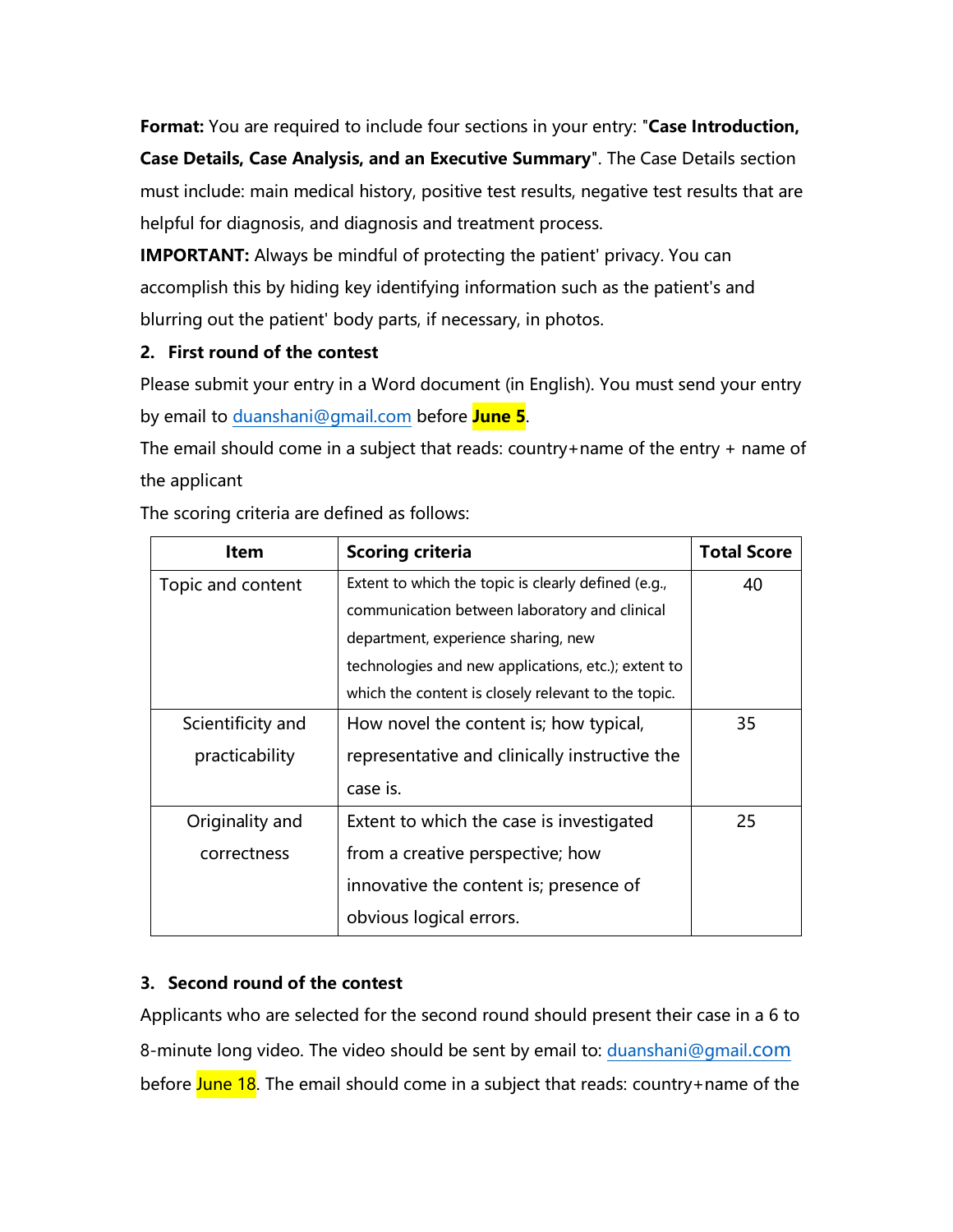**Format:** You are required to include four sections in your entry: "**Case Introduction, Case Details, Case Analysis, and an Executive Summary**". The Case Details section must include: main medical history, positive test results, negative test results that are helpful for diagnosis, and diagnosis and treatment process.

**IMPORTANT:** Always be mindful of protecting the patient' privacy. You can accomplish this by hiding key identifying information such as the patient's and blurring out the patient' body parts, if necessary, in photos.

**2. First round of the contest**

Please submit your entry in a Word document (in English). You must send your entry by email to duanshani@gmail.com before **June 5**.

The email should come in a subject that reads: country+name of the entry + name of the applicant

The scoring criteria are defined as follows:

| Item | Scoring criteria | Total Score |
|---|---|---|
| Topic and content | Extent to which the topic is clearly defined (e.g., communication between laboratory and clinical department, experience sharing, new technologies and new applications, etc.); extent to which the content is closely relevant to the topic. | 40 |
| Scientificity and practicability | How novel the content is; how typical, representative and clinically instructive the case is. | 35 |
| Originality and correctness | Extent to which the case is investigated from a creative perspective; how innovative the content is; presence of obvious logical errors. | 25 |

**3. Second round of the contest**

Applicants who are selected for the second round should present their case in a 6 to 8-minute long video. The video should be sent by email to: duanshani@gmail.com before June 18. The email should come in a subject that reads: country+name of the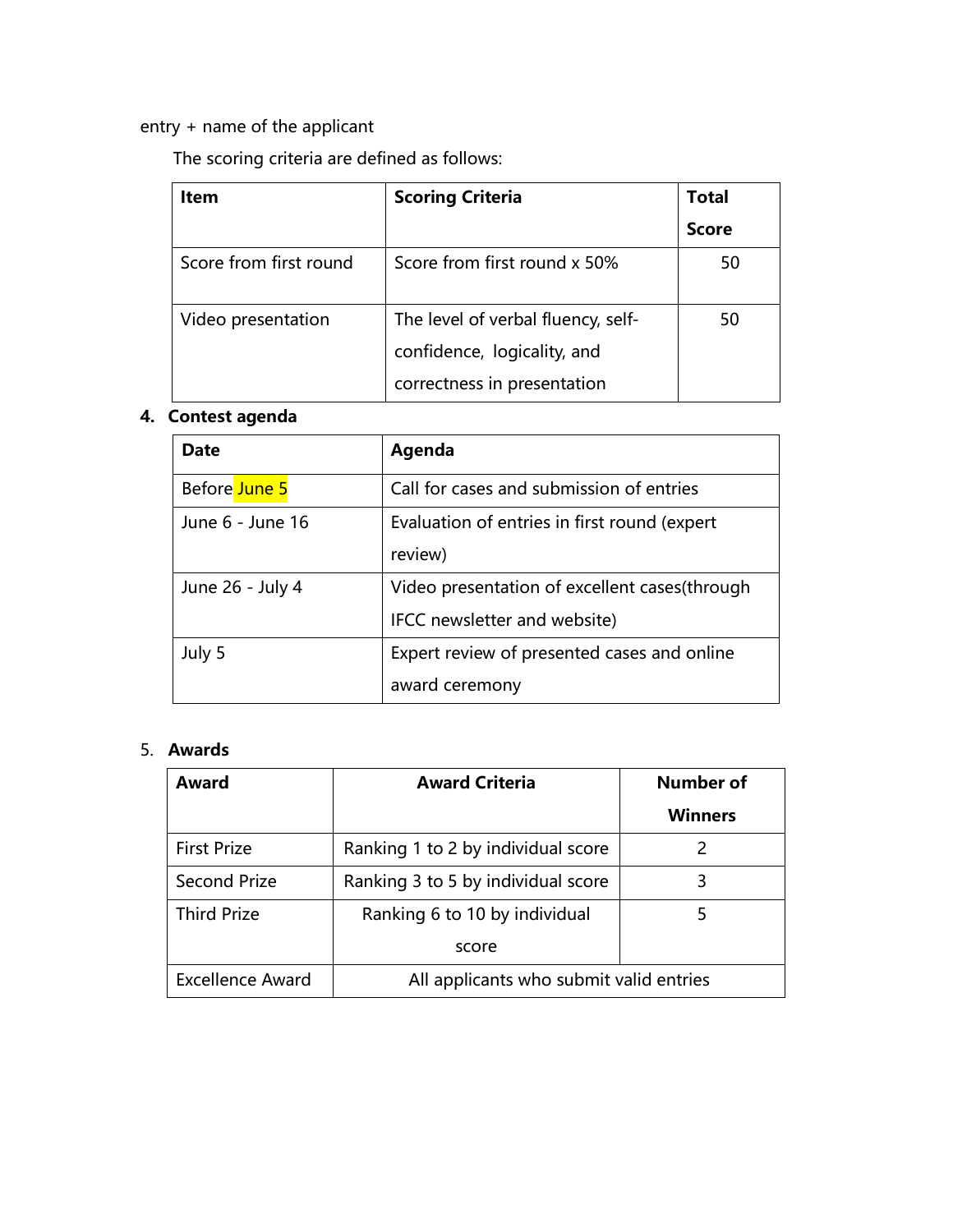entry + name of the applicant

The scoring criteria are defined as follows:

| Item | Scoring Criteria | Total Score |
|---|---|---|
| Score from first round | Score from first round x 50% | 50 |
| Video presentation | The level of verbal fluency, self-confidence, logicality, and correctness in presentation | 50 |

**4. Contest agenda**

| Date | Agenda |
|---|---|
| Before June 5 | Call for cases and submission of entries |
| June 6 - June 16 | Evaluation of entries in first round (expert review) |
| June 26 - July 4 | Video presentation of excellent cases(through IFCC newsletter and website) |
| July 5 | Expert review of presented cases and online award ceremony |

5. **Awards**

| Award | Award Criteria | Number of Winners |
|---|---|---|
| First Prize | Ranking 1 to 2 by individual score | 2 |
| Second Prize | Ranking 3 to 5 by individual score | 3 |
| Third Prize | Ranking 6 to 10 by individual score | 5 |
| Excellence Award | All applicants who submit valid entries | |